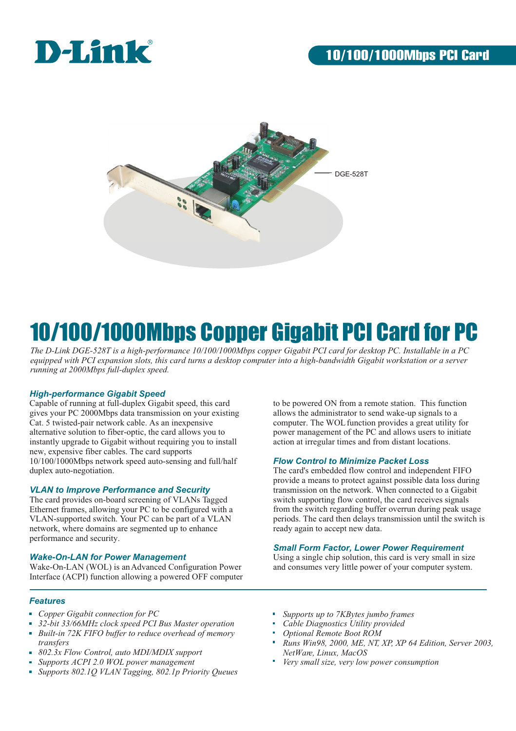D-Link

10/100/1000Mbps PCI Card

DGE-528T

# 10/100/1000Mbps Copper Gigabit PCI Card for PC

*The D-Link DGE-528T is a high-performance 10/100/1000Mbps copper Gigabit PCI card for desktop PC. Installable in a PC equipped with PCI expansion slots, this card turns a desktop computer into a high-bandwidth Gigabit workstation or a server running at 2000Mbps full-duplex speed.*

### High-performance Gigabit Speed

Capable of running at full-duplex Gigabit speed, this card gives your PC 2000Mbps data transmission on your existing Cat. 5 twisted-pair network cable. As an inexpensive alternative solution to fiber-optic, the card allows you to instantly upgrade to Gigabit without requiring you to install new, expensive fiber cables. The card supports 10/100/1000Mbps network speed auto-sensing and full/half duplex auto-negotiation.

### VLAN to Improve Performance and Security

The card provides on-board screening of VLANs Tagged Ethernet frames, allowing your PC to be configured with a VLAN-supported switch. Your PC can be part of a VLAN network, where domains are segmented up to enhance performance and security.

### Wake-On-LAN for Power Management

Wake-On-LAN (WOL) is an Advanced Configuration Power Interface (ACPI) function allowing a powered OFF computer to be powered ON from a remote station. This function allows the administrator to send wake-up signals to a computer. The WOL function provides a great utility for power management of the PC and allows users to initiate action at irregular times and from distant locations.

### Flow Control to Minimize Packet Loss

The card's embedded flow control and independent FIFO provide a means to protect against possible data loss during transmission on the network. When connected to a Gigabit switch supporting flow control, the card receives signals from the switch regarding buffer overrun during peak usage periods. The card then delays transmission until the switch is ready again to accept new data.

### Small Form Factor, Lower Power Requirement

Using a single chip solution, this card is very small in size and consumes very little power of your computer system.

### Features

- *Copper Gigabit connection for PC*
- *32-bit 33/66MHz clock speed PCI Bus Master operation*
- *Built-in 72K FIFO buffer to reduce overhead of memory transfers*
- *802.3x Flow Control, auto MDI/MDIX support*
- *Supports ACPI 2.0 WOL power management*
- *Supports 802.1Q VLAN Tagging, 802.1p Priority Queues*
- *Supports up to 7KBytes jumbo frames*
- *Cable Diagnostics Utility provided*
- *Optional Remote Boot ROM*
- *Runs Win98, 2000, ME, NT, XP, XP 64 Edition, Server 2003, NetWare, Linux, MacOS*
- *Very small size, very low power consumption*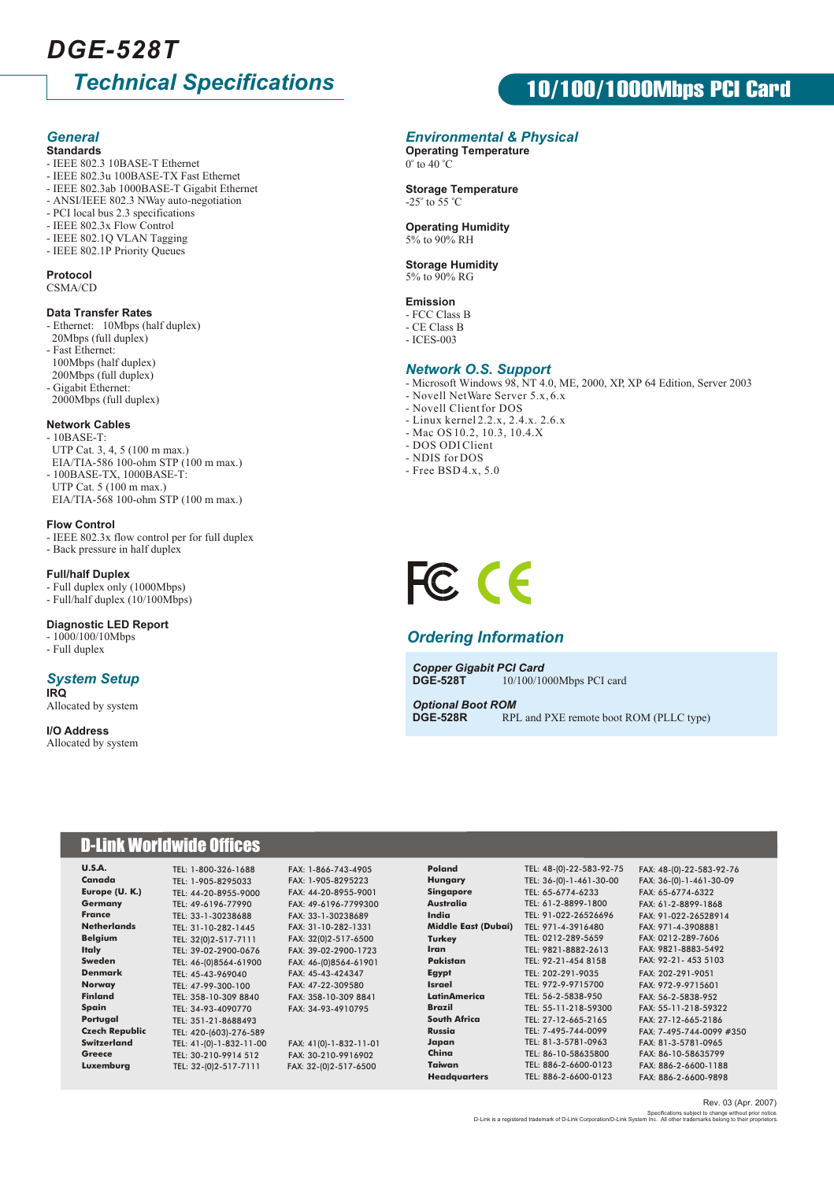# DGE-528T

## Technical Specifications

## 10/100/1000Mbps PCI Card

### General

**Standards**
- IEEE 802.3 10BASE-T Ethernet
- IEEE 802.3u 100BASE-TX Fast Ethernet
- IEEE 802.3ab 1000BASE-T Gigabit Ethernet
- ANSI/IEEE 802.3 NWay auto-negotiation
- PCI local bus 2.3 specifications
- IEEE 802.3x Flow Control
- IEEE 802.1Q VLAN Tagging
- IEEE 802.1P Priority Queues

**Protocol**
CSMA/CD

**Data Transfer Rates**
- Ethernet: 10Mbps (half duplex)
  20Mbps (full duplex)
- Fast Ethernet:
  100Mbps (half duplex)
  200Mbps (full duplex)
- Gigabit Ethernet:
  2000Mbps (full duplex)

**Network Cables**
- 10BASE-T:
  UTP Cat. 3, 4, 5 (100 m max.)
  EIA/TIA-586 100-ohm STP (100 m max.)
- 100BASE-TX, 1000BASE-T:
  UTP Cat. 5 (100 m max.)
  EIA/TIA-568 100-ohm STP (100 m max.)

**Flow Control**
- IEEE 802.3x flow control per for full duplex
- Back pressure in half duplex

**Full/half Duplex**
- Full duplex only (1000Mbps)
- Full/half duplex (10/100Mbps)

**Diagnostic LED Report**
- 1000/100/10Mbps
- Full duplex

### System Setup

**IRQ**
Allocated by system

**I/O Address**
Allocated by system

### Environmental & Physical

**Operating Temperature**
0° to 40 °C

**Storage Temperature**
-25° to 55 °C

**Operating Humidity**
5% to 90% RH

**Storage Humidity**
5% to 90% RG

**Emission**
- FCC Class B
- CE Class B
- ICES-003

### Network O.S. Support

- Microsoft Windows 98, NT 4.0, ME, 2000, XP, XP 64 Edition, Server 2003
- Novell NetWare Server 5.x, 6.x
- Novell Client for DOS
- Linux kernel 2.2.x, 2.4.x. 2.6.x
- Mac OS 10.2, 10.3, 10.4.X
- DOS ODI Client
- NDIS for DOS
- Free BSD 4.x, 5.0

### Ordering Information

***Copper Gigabit PCI Card***
**DGE-528T** 10/100/1000Mbps PCI card

***Optional Boot ROM***
**DGE-528R** RPL and PXE remote boot ROM (PLLC type)

## D-Link Worldwide Offices

| | | |
|---|---|---|
| **U.S.A.** | TEL: 1-800-326-1688 | FAX: 1-866-743-4905 |
| **Canada** | TEL: 1-905-8295033 | FAX: 1-905-8295223 |
| **Europe (U. K.)** | TEL: 44-20-8955-9000 | FAX: 44-20-8955-9001 |
| **Germany** | TEL: 49-6196-77990 | FAX: 49-6196-7799300 |
| **France** | TEL: 33-1-30238688 | FAX: 33-1-30238689 |
| **Netherlands** | TEL: 31-10-282-1445 | FAX: 31-10-282-1331 |
| **Belgium** | TEL: 32(0)2-517-7111 | FAX: 32(0)2-517-6500 |
| **Italy** | TEL: 39-02-2900-0676 | FAX: 39-02-2900-1723 |
| **Sweden** | TEL: 46-(0)8564-61900 | FAX: 46-(0)8564-61901 |
| **Denmark** | TEL: 45-43-969040 | FAX: 45-43-424347 |
| **Norway** | TEL: 47-99-300-100 | FAX: 47-22-309580 |
| **Finland** | TEL: 358-10-309 8840 | FAX: 358-10-309 8841 |
| **Spain** | TEL: 34-93-4090770 | FAX: 34-93-4910795 |
| **Portugal** | TEL: 351-21-8688493 | |
| **Czech Republic** | TEL: 420-(603)-276-589 | |
| **Switzerland** | TEL: 41-(0)-1-832-11-00 | FAX: 41(0)-1-832-11-01 |
| **Greece** | TEL: 30-210-9914 512 | FAX: 30-210-9916902 |
| **Luxemburg** | TEL: 32-(0)2-517-7111 | FAX: 32-(0)2-517-6500 |
| **Poland** | TEL: 48-(0)-22-583-92-75 | FAX: 48-(0)-22-583-92-76 |
| **Hungary** | TEL: 36-(0)-1-461-30-00 | FAX: 36-(0)-1-461-30-09 |
| **Singapore** | TEL: 65-6774-6233 | FAX: 65-6774-6322 |
| **Australia** | TEL: 61-2-8899-1800 | FAX: 61-2-8899-1868 |
| **India** | TEL: 91-022-26526696 | FAX: 91-022-26528914 |
| **Middle East (Dubai)** | TEL: 971-4-3916480 | FAX: 971-4-3908881 |
| **Turkey** | TEL: 0212-289-5659 | FAX: 0212-289-7606 |
| **Iran** | TEL: 9821-8882-2613 | FAX: 9821-8883-5492 |
| **Pakistan** | TEL: 92-21-454 8158 | FAX: 92-21- 453 5103 |
| **Egypt** | TEL: 202-291-9035 | FAX: 202-291-9051 |
| **Israel** | TEL: 972-9-9715700 | FAX: 972-9-9715601 |
| **LatinAmerica** | TEL: 56-2-5838-950 | FAX: 56-2-5838-952 |
| **Brazil** | TEL: 55-11-218-59300 | FAX: 55-11-218-59322 |
| **South Africa** | TEL: 27-12-665-2165 | FAX: 27-12-665-2186 |
| **Russia** | TEL: 7-495-744-0099 | FAX: 7-495-744-0099 #350 |
| **Japan** | TEL: 81-3-5781-0963 | FAX: 81-3-5781-0965 |
| **China** | TEL: 86-10-58635800 | FAX: 86-10-58635799 |
| **Taiwan** | TEL: 886-2-6600-0123 | FAX: 886-2-6600-1188 |
| **Headquarters** | TEL: 886-2-6600-0123 | FAX: 886-2-6600-9898 |

Rev. 03 (Apr. 2007)

Specifications subject to change without prior notice.
D-Link is a registered trademark of D-Link Corporation/D-Link System Inc. All other trademarks belong to their proprietors.